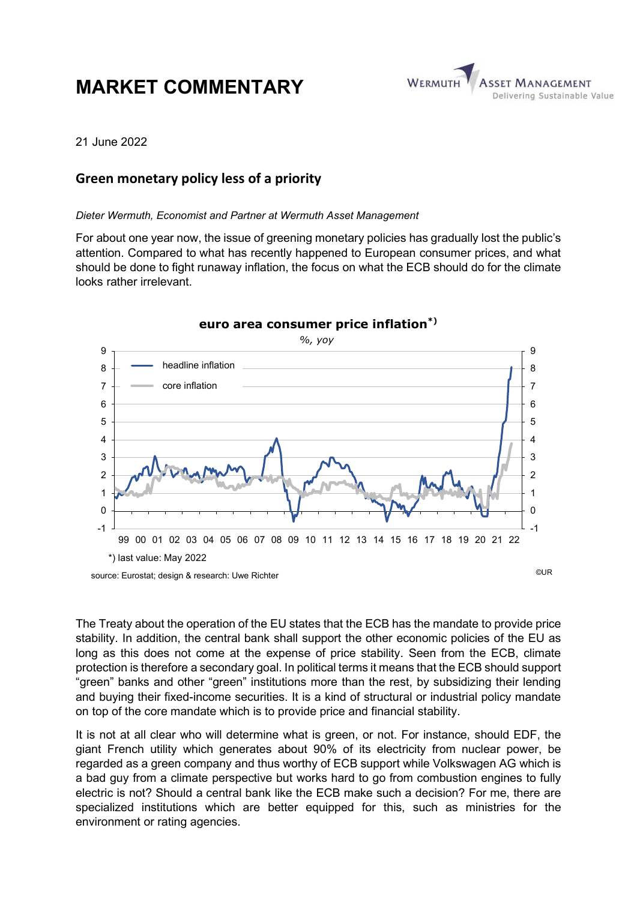# MARKET COMMENTARY

21 June 2022

## Green monetary policy less of a priority

*Dieter Wermuth, Economist and Partner at Wermuth Asset Management*

For about one year now, the issue of greening monetary policies has gradually lost the public's attention. Compared to what has recently happened to European consumer prices, and what should be done to fight runaway inflation, the focus on what the ECB should do for the climate looks rather irrelevant.

**euro area consumer price inflation*)**

*%, yoy*

*) last value: May 2022

source: Eurostat; design & research: Uwe Richter

©UR

The Treaty about the operation of the EU states that the ECB has the mandate to provide price stability. In addition, the central bank shall support the other economic policies of the EU as long as this does not come at the expense of price stability. Seen from the ECB, climate protection is therefore a secondary goal. In political terms it means that the ECB should support "green" banks and other "green" institutions more than the rest, by subsidizing their lending and buying their fixed-income securities. It is a kind of structural or industrial policy mandate on top of the core mandate which is to provide price and financial stability.

It is not at all clear who will determine what is green, or not. For instance, should EDF, the giant French utility which generates about 90% of its electricity from nuclear power, be regarded as a green company and thus worthy of ECB support while Volkswagen AG which is a bad guy from a climate perspective but works hard to go from combustion engines to fully electric is not? Should a central bank like the ECB make such a decision? For me, there are specialized institutions which are better equipped for this, such as ministries for the environment or rating agencies.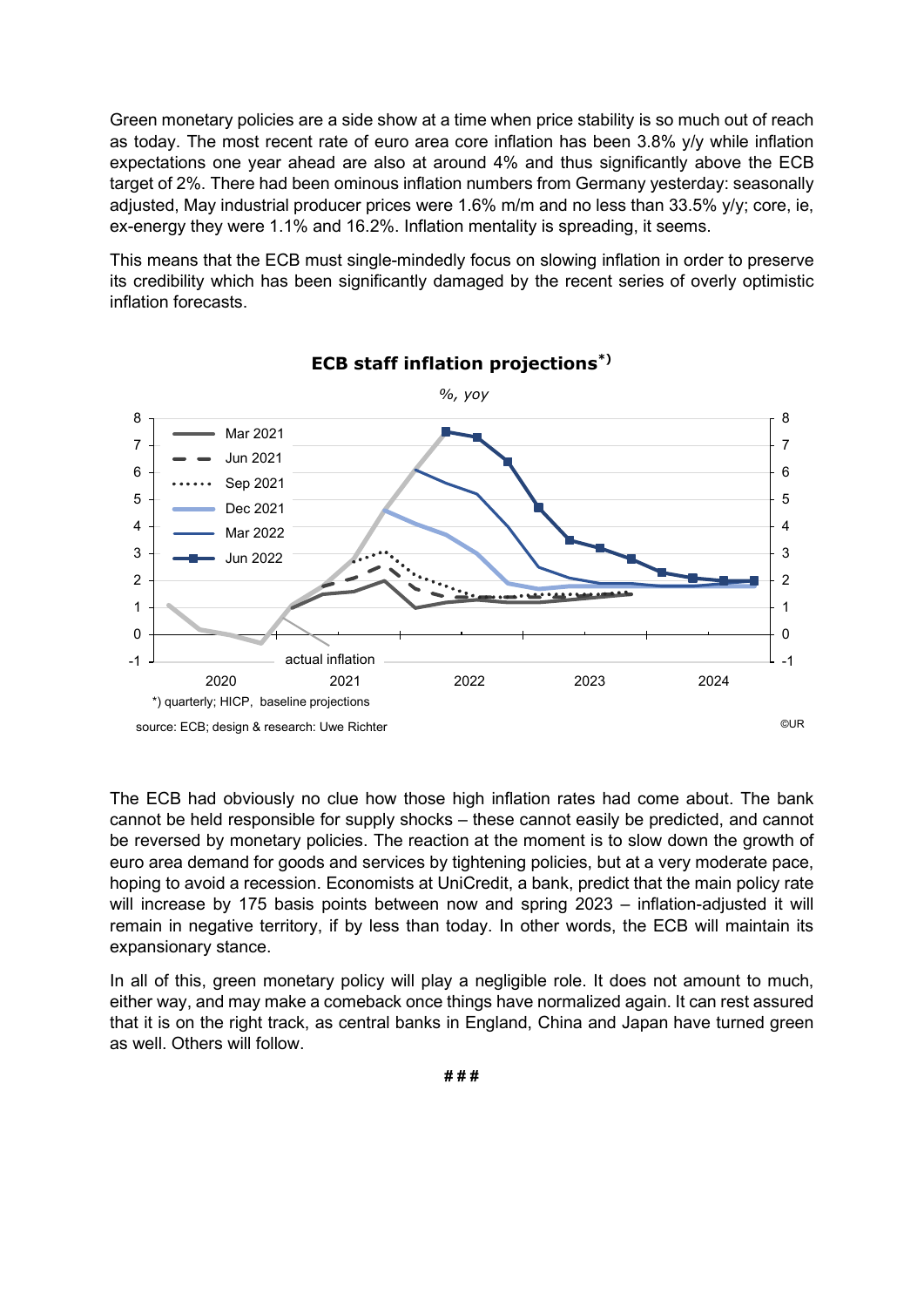Green monetary policies are a side show at a time when price stability is so much out of reach as today. The most recent rate of euro area core inflation has been 3.8% y/y while inflation expectations one year ahead are also at around 4% and thus significantly above the ECB target of 2%. There had been ominous inflation numbers from Germany yesterday: seasonally adjusted, May industrial producer prices were 1.6% m/m and no less than 33.5% y/y; core, ie, ex-energy they were 1.1% and 16.2%. Inflation mentality is spreading, it seems.

This means that the ECB must single-mindedly focus on slowing inflation in order to preserve its credibility which has been significantly damaged by the recent series of overly optimistic inflation forecasts.

**ECB staff inflation projections*)**

*%, yoy*

*) quarterly; HICP, baseline projections

source: ECB; design & research: Uwe Richter

The ECB had obviously no clue how those high inflation rates had come about. The bank cannot be held responsible for supply shocks – these cannot easily be predicted, and cannot be reversed by monetary policies. The reaction at the moment is to slow down the growth of euro area demand for goods and services by tightening policies, but at a very moderate pace, hoping to avoid a recession. Economists at UniCredit, a bank, predict that the main policy rate will increase by 175 basis points between now and spring 2023 – inflation-adjusted it will remain in negative territory, if by less than today. In other words, the ECB will maintain its expansionary stance.

In all of this, green monetary policy will play a negligible role. It does not amount to much, either way, and may make a comeback once things have normalized again. It can rest assured that it is on the right track, as central banks in England, China and Japan have turned green as well. Others will follow.

###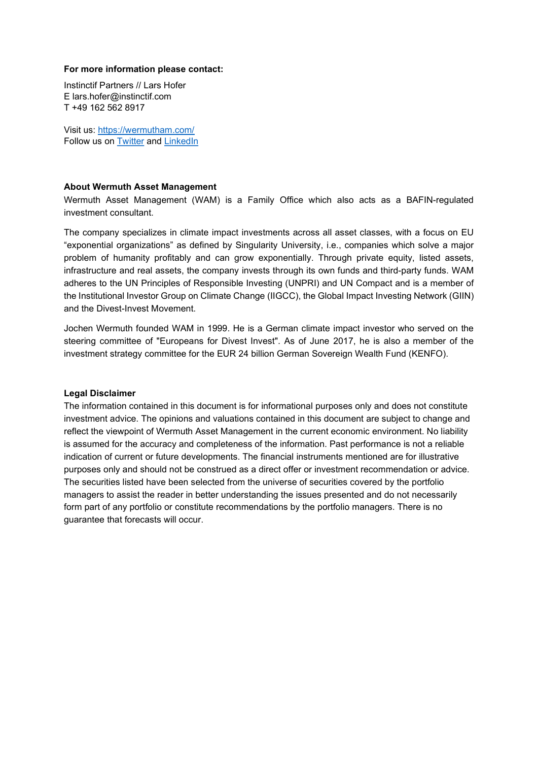**For more information please contact:**

Instinctif Partners // Lars Hofer
E lars.hofer@instinctif.com
T +49 162 562 8917

Visit us: [https://wermutham.com/](https://wermutham.com/)
Follow us on Twitter and LinkedIn

**About Wermuth Asset Management**

Wermuth Asset Management (WAM) is a Family Office which also acts as a BAFIN-regulated investment consultant.

The company specializes in climate impact investments across all asset classes, with a focus on EU "exponential organizations" as defined by Singularity University, i.e., companies which solve a major problem of humanity profitably and can grow exponentially. Through private equity, listed assets, infrastructure and real assets, the company invests through its own funds and third-party funds. WAM adheres to the UN Principles of Responsible Investing (UNPRI) and UN Compact and is a member of the Institutional Investor Group on Climate Change (IIGCC), the Global Impact Investing Network (GIIN) and the Divest-Invest Movement.

Jochen Wermuth founded WAM in 1999. He is a German climate impact investor who served on the steering committee of "Europeans for Divest Invest". As of June 2017, he is also a member of the investment strategy committee for the EUR 24 billion German Sovereign Wealth Fund (KENFO).

**Legal Disclaimer**

The information contained in this document is for informational purposes only and does not constitute investment advice. The opinions and valuations contained in this document are subject to change and reflect the viewpoint of Wermuth Asset Management in the current economic environment. No liability is assumed for the accuracy and completeness of the information. Past performance is not a reliable indication of current or future developments. The financial instruments mentioned are for illustrative purposes only and should not be construed as a direct offer or investment recommendation or advice. The securities listed have been selected from the universe of securities covered by the portfolio managers to assist the reader in better understanding the issues presented and do not necessarily form part of any portfolio or constitute recommendations by the portfolio managers. There is no guarantee that forecasts will occur.